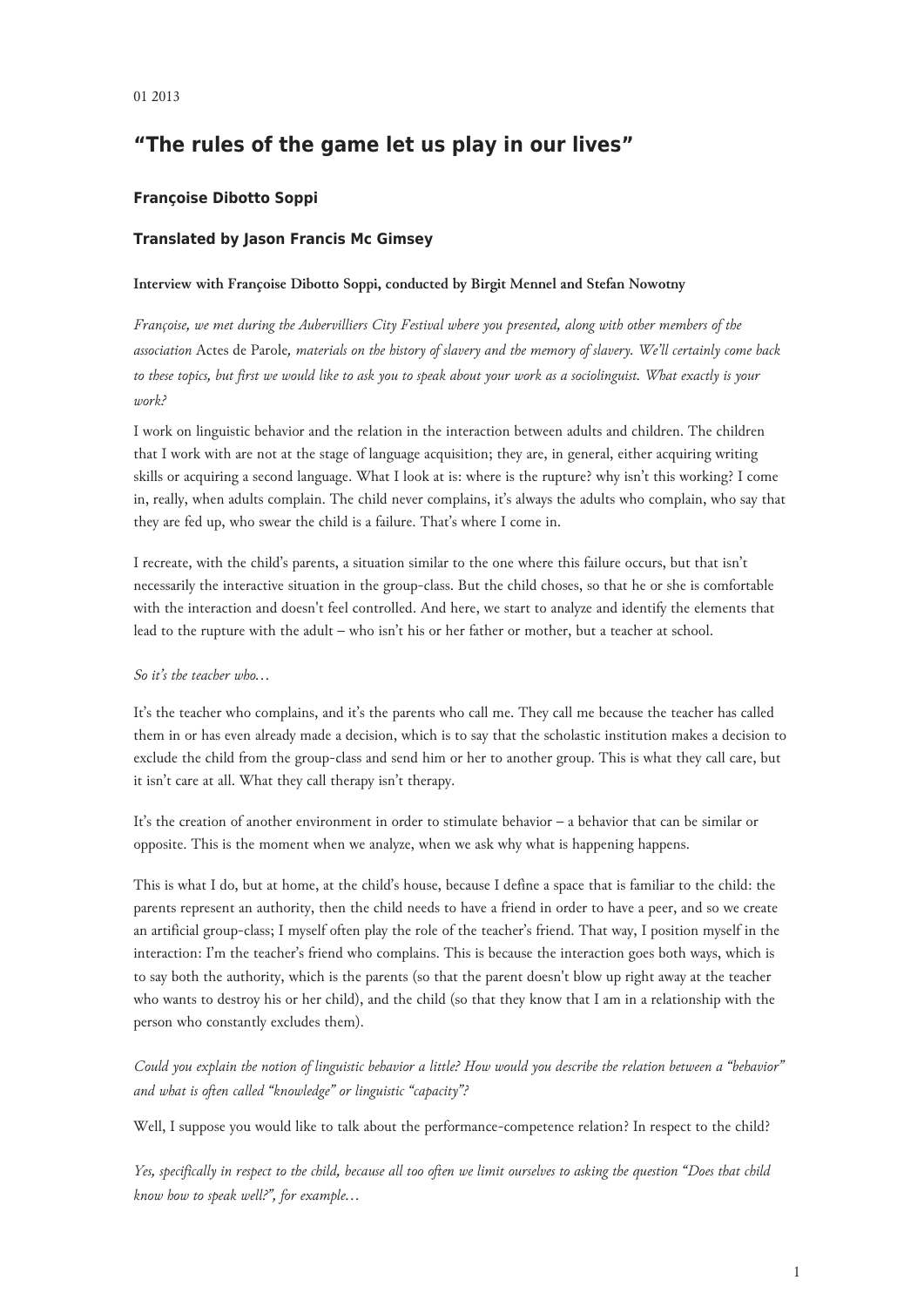01 2013

# "The rules of the game let us play in our lives"

### Françoise Dibotto Soppi

### Translated by Jason Francis Mc Gimsey

**Interview with Françoise Dibotto Soppi, conducted by Birgit Mennel and Stefan Nowotny**

*Françoise, we met during the Aubervilliers City Festival where you presented, along with other members of the association* Actes de Parole*, materials on the history of slavery and the memory of slavery. We'll certainly come back to these topics, but first we would like to ask you to speak about your work as a sociolinguist. What exactly is your work?*

I work on linguistic behavior and the relation in the interaction between adults and children. The children that I work with are not at the stage of language acquisition; they are, in general, either acquiring writing skills or acquiring a second language. What I look at is: where is the rupture? why isn't this working? I come in, really, when adults complain. The child never complains, it's always the adults who complain, who say that they are fed up, who swear the child is a failure. That's where I come in.

I recreate, with the child's parents, a situation similar to the one where this failure occurs, but that isn't necessarily the interactive situation in the group-class. But the child choses, so that he or she is comfortable with the interaction and doesn't feel controlled. And here, we start to analyze and identify the elements that lead to the rupture with the adult – who isn't his or her father or mother, but a teacher at school.

*So it's the teacher who…*

It's the teacher who complains, and it's the parents who call me. They call me because the teacher has called them in or has even already made a decision, which is to say that the scholastic institution makes a decision to exclude the child from the group-class and send him or her to another group. This is what they call care, but it isn't care at all. What they call therapy isn't therapy.

It's the creation of another environment in order to stimulate behavior – a behavior that can be similar or opposite. This is the moment when we analyze, when we ask why what is happening happens.

This is what I do, but at home, at the child's house, because I define a space that is familiar to the child: the parents represent an authority, then the child needs to have a friend in order to have a peer, and so we create an artificial group-class; I myself often play the role of the teacher's friend. That way, I position myself in the interaction: I'm the teacher's friend who complains. This is because the interaction goes both ways, which is to say both the authority, which is the parents (so that the parent doesn't blow up right away at the teacher who wants to destroy his or her child), and the child (so that they know that I am in a relationship with the person who constantly excludes them).

*Could you explain the notion of linguistic behavior a little? How would you describe the relation between a "behavior" and what is often called "knowledge" or linguistic "capacity"?*

Well, I suppose you would like to talk about the performance-competence relation? In respect to the child?

*Yes, specifically in respect to the child, because all too often we limit ourselves to asking the question "Does that child know how to speak well?", for example…*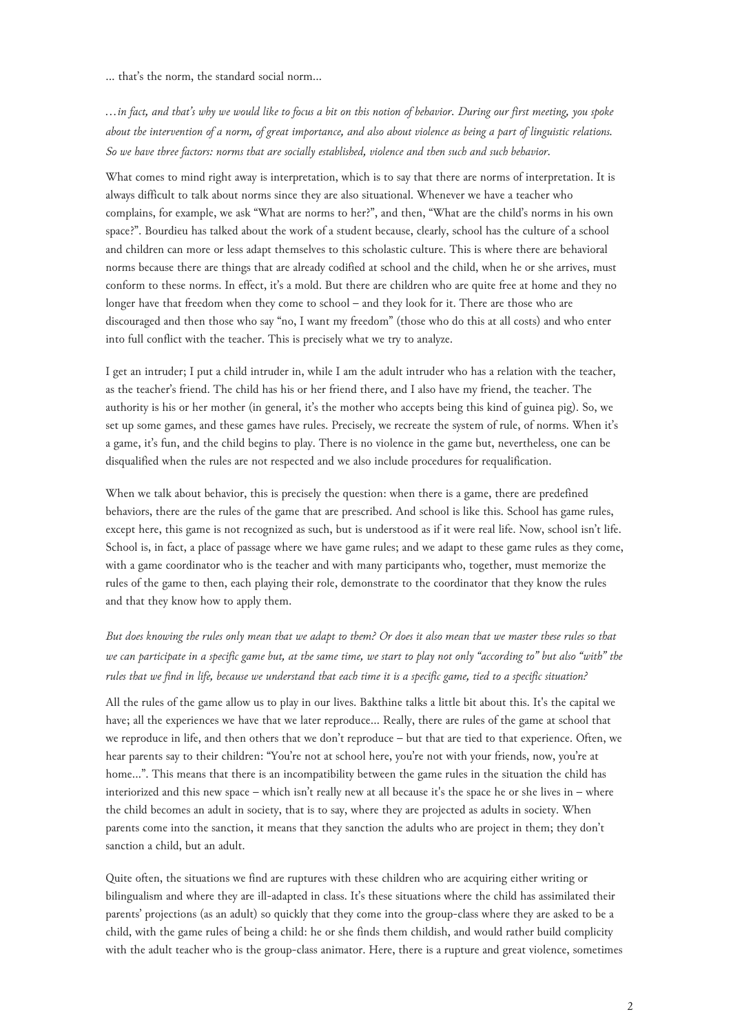... that's the norm, the standard social norm...

*…in fact, and that's why we would like to focus a bit on this notion of behavior. During our first meeting, you spoke about the intervention of a norm, of great importance, and also about violence as being a part of linguistic relations. So we have three factors: norms that are socially established, violence and then such and such behavior.*

What comes to mind right away is interpretation, which is to say that there are norms of interpretation. It is always difficult to talk about norms since they are also situational. Whenever we have a teacher who complains, for example, we ask "What are norms to her?", and then, "What are the child's norms in his own space?". Bourdieu has talked about the work of a student because, clearly, school has the culture of a school and children can more or less adapt themselves to this scholastic culture. This is where there are behavioral norms because there are things that are already codified at school and the child, when he or she arrives, must conform to these norms. In effect, it's a mold. But there are children who are quite free at home and they no longer have that freedom when they come to school – and they look for it. There are those who are discouraged and then those who say "no, I want my freedom" (those who do this at all costs) and who enter into full conflict with the teacher. This is precisely what we try to analyze.

I get an intruder; I put a child intruder in, while I am the adult intruder who has a relation with the teacher, as the teacher's friend. The child has his or her friend there, and I also have my friend, the teacher. The authority is his or her mother (in general, it's the mother who accepts being this kind of guinea pig). So, we set up some games, and these games have rules. Precisely, we recreate the system of rule, of norms. When it's a game, it's fun, and the child begins to play. There is no violence in the game but, nevertheless, one can be disqualified when the rules are not respected and we also include procedures for requalification.

When we talk about behavior, this is precisely the question: when there is a game, there are predefined behaviors, there are the rules of the game that are prescribed. And school is like this. School has game rules, except here, this game is not recognized as such, but is understood as if it were real life. Now, school isn't life. School is, in fact, a place of passage where we have game rules; and we adapt to these game rules as they come, with a game coordinator who is the teacher and with many participants who, together, must memorize the rules of the game to then, each playing their role, demonstrate to the coordinator that they know the rules and that they know how to apply them.

*But does knowing the rules only mean that we adapt to them? Or does it also mean that we master these rules so that we can participate in a specific game but, at the same time, we start to play not only "according to" but also "with" the rules that we find in life, because we understand that each time it is a specific game, tied to a specific situation?*

All the rules of the game allow us to play in our lives. Bakthine talks a little bit about this. It's the capital we have; all the experiences we have that we later reproduce... Really, there are rules of the game at school that we reproduce in life, and then others that we don't reproduce – but that are tied to that experience. Often, we hear parents say to their children: "You're not at school here, you're not with your friends, now, you're at home...". This means that there is an incompatibility between the game rules in the situation the child has interiorized and this new space – which isn't really new at all because it's the space he or she lives in – where the child becomes an adult in society, that is to say, where they are projected as adults in society. When parents come into the sanction, it means that they sanction the adults who are project in them; they don't sanction a child, but an adult.

Quite often, the situations we find are ruptures with these children who are acquiring either writing or bilingualism and where they are ill-adapted in class. It's these situations where the child has assimilated their parents' projections (as an adult) so quickly that they come into the group-class where they are asked to be a child, with the game rules of being a child: he or she finds them childish, and would rather build complicity with the adult teacher who is the group-class animator. Here, there is a rupture and great violence, sometimes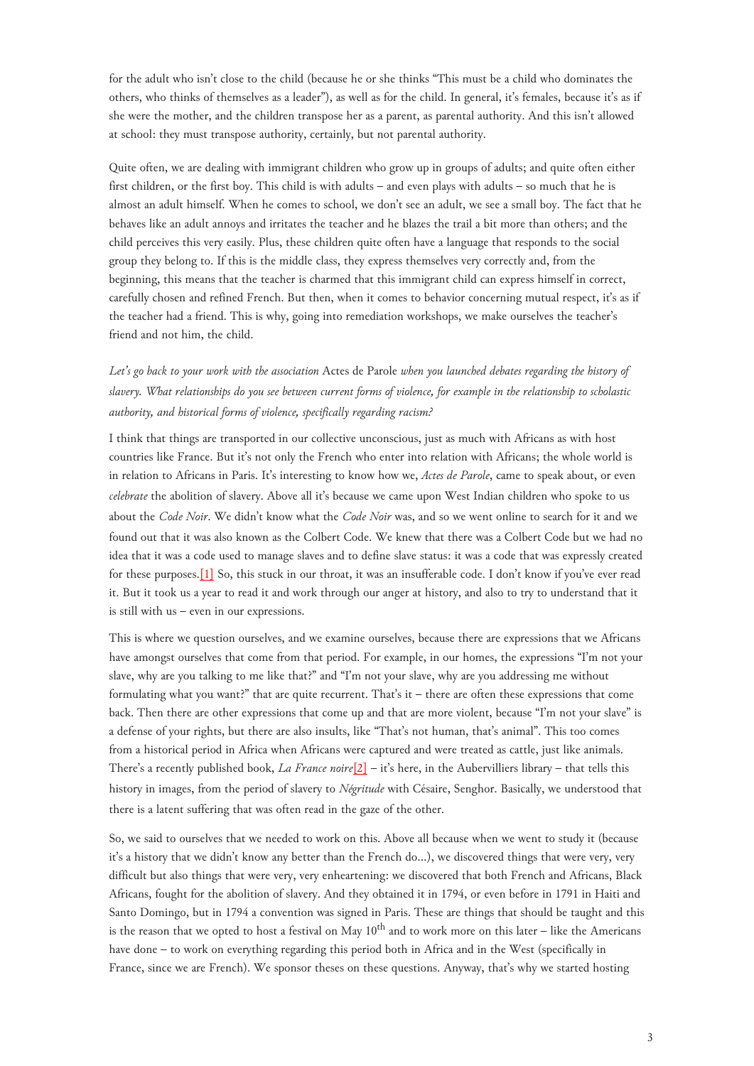for the adult who isn't close to the child (because he or she thinks "This must be a child who dominates the others, who thinks of themselves as a leader"), as well as for the child. In general, it's females, because it's as if she were the mother, and the children transpose her as a parent, as parental authority. And this isn't allowed at school: they must transpose authority, certainly, but not parental authority.

Quite often, we are dealing with immigrant children who grow up in groups of adults; and quite often either first children, or the first boy. This child is with adults – and even plays with adults – so much that he is almost an adult himself. When he comes to school, we don't see an adult, we see a small boy. The fact that he behaves like an adult annoys and irritates the teacher and he blazes the trail a bit more than others; and the child perceives this very easily. Plus, these children quite often have a language that responds to the social group they belong to. If this is the middle class, they express themselves very correctly and, from the beginning, this means that the teacher is charmed that this immigrant child can express himself in correct, carefully chosen and refined French. But then, when it comes to behavior concerning mutual respect, it's as if the teacher had a friend. This is why, going into remediation workshops, we make ourselves the teacher's friend and not him, the child.

*Let's go back to your work with the association* Actes de Parole *when you launched debates regarding the history of slavery. What relationships do you see between current forms of violence, for example in the relationship to scholastic authority, and historical forms of violence, specifically regarding racism?*

I think that things are transported in our collective unconscious, just as much with Africans as with host countries like France. But it's not only the French who enter into relation with Africans; the whole world is in relation to Africans in Paris. It's interesting to know how we, *Actes de Parole*, came to speak about, or even *celebrate* the abolition of slavery. Above all it's because we came upon West Indian children who spoke to us about the *Code Noir*. We didn't know what the *Code Noir* was, and so we went online to search for it and we found out that it was also known as the Colbert Code. We knew that there was a Colbert Code but we had no idea that it was a code used to manage slaves and to define slave status: it was a code that was expressly created for these purposes.[1] So, this stuck in our throat, it was an insufferable code. I don't know if you've ever read it. But it took us a year to read it and work through our anger at history, and also to try to understand that it is still with us – even in our expressions.

This is where we question ourselves, and we examine ourselves, because there are expressions that we Africans have amongst ourselves that come from that period. For example, in our homes, the expressions "I'm not your slave, why are you talking to me like that?" and "I'm not your slave, why are you addressing me without formulating what you want?" that are quite recurrent. That's it – there are often these expressions that come back. Then there are other expressions that come up and that are more violent, because "I'm not your slave" is a defense of your rights, but there are also insults, like "That's not human, that's animal". This too comes from a historical period in Africa when Africans were captured and were treated as cattle, just like animals. There's a recently published book, *La France noire*[2] – it's here, in the Aubervilliers library – that tells this history in images, from the period of slavery to *Négritude* with Césaire, Senghor. Basically, we understood that there is a latent suffering that was often read in the gaze of the other.

So, we said to ourselves that we needed to work on this. Above all because when we went to study it (because it's a history that we didn't know any better than the French do...), we discovered things that were very, very difficult but also things that were very, very enheartening: we discovered that both French and Africans, Black Africans, fought for the abolition of slavery. And they obtained it in 1794, or even before in 1791 in Haiti and Santo Domingo, but in 1794 a convention was signed in Paris. These are things that should be taught and this is the reason that we opted to host a festival on May 10th and to work more on this later – like the Americans have done – to work on everything regarding this period both in Africa and in the West (specifically in France, since we are French). We sponsor theses on these questions. Anyway, that's why we started hosting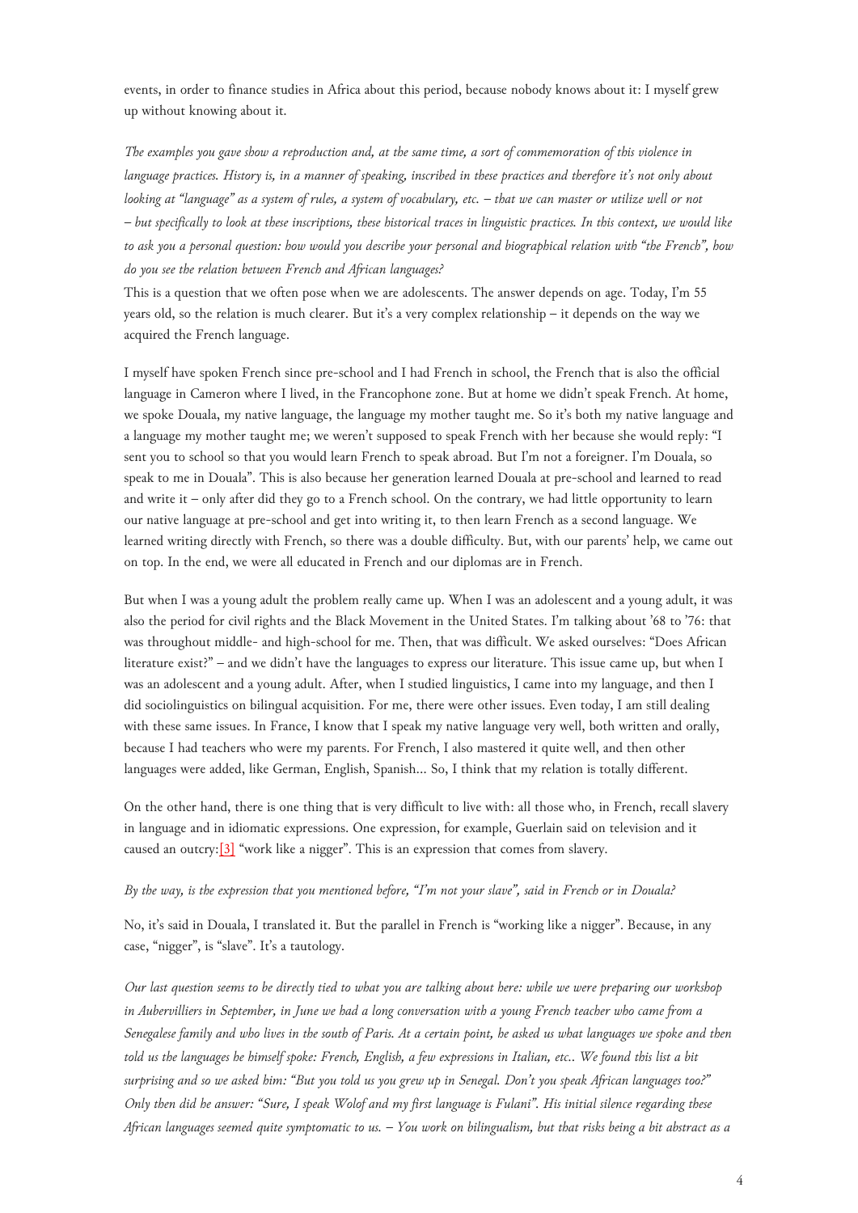events, in order to finance studies in Africa about this period, because nobody knows about it: I myself grew up without knowing about it.

*The examples you gave show a reproduction and, at the same time, a sort of commemoration of this violence in language practices. History is, in a manner of speaking, inscribed in these practices and therefore it's not only about looking at "language" as a system of rules, a system of vocabulary, etc. – that we can master or utilize well or not – but specifically to look at these inscriptions, these historical traces in linguistic practices. In this context, we would like to ask you a personal question: how would you describe your personal and biographical relation with "the French", how do you see the relation between French and African languages?*

This is a question that we often pose when we are adolescents. The answer depends on age. Today, I'm 55 years old, so the relation is much clearer. But it's a very complex relationship – it depends on the way we acquired the French language.

I myself have spoken French since pre-school and I had French in school, the French that is also the official language in Cameron where I lived, in the Francophone zone. But at home we didn't speak French. At home, we spoke Douala, my native language, the language my mother taught me. So it's both my native language and a language my mother taught me; we weren't supposed to speak French with her because she would reply: "I sent you to school so that you would learn French to speak abroad. But I'm not a foreigner. I'm Douala, so speak to me in Douala". This is also because her generation learned Douala at pre-school and learned to read and write it – only after did they go to a French school. On the contrary, we had little opportunity to learn our native language at pre-school and get into writing it, to then learn French as a second language. We learned writing directly with French, so there was a double difficulty. But, with our parents' help, we came out on top. In the end, we were all educated in French and our diplomas are in French.

But when I was a young adult the problem really came up. When I was an adolescent and a young adult, it was also the period for civil rights and the Black Movement in the United States. I'm talking about '68 to '76: that was throughout middle- and high-school for me. Then, that was difficult. We asked ourselves: "Does African literature exist?" – and we didn't have the languages to express our literature. This issue came up, but when I was an adolescent and a young adult. After, when I studied linguistics, I came into my language, and then I did sociolinguistics on bilingual acquisition. For me, there were other issues. Even today, I am still dealing with these same issues. In France, I know that I speak my native language very well, both written and orally, because I had teachers who were my parents. For French, I also mastered it quite well, and then other languages were added, like German, English, Spanish... So, I think that my relation is totally different.

On the other hand, there is one thing that is very difficult to live with: all those who, in French, recall slavery in language and in idiomatic expressions. One expression, for example, Guerlain said on television and it caused an outcry:[3] "work like a nigger". This is an expression that comes from slavery.

*By the way, is the expression that you mentioned before, "I'm not your slave", said in French or in Douala?*

No, it's said in Douala, I translated it. But the parallel in French is "working like a nigger". Because, in any case, "nigger", is "slave". It's a tautology.

*Our last question seems to be directly tied to what you are talking about here: while we were preparing our workshop in Aubervilliers in September, in June we had a long conversation with a young French teacher who came from a Senegalese family and who lives in the south of Paris. At a certain point, he asked us what languages we spoke and then told us the languages he himself spoke: French, English, a few expressions in Italian, etc.. We found this list a bit surprising and so we asked him: "But you told us you grew up in Senegal. Don't you speak African languages too?" Only then did he answer: "Sure, I speak Wolof and my first language is Fulani". His initial silence regarding these African languages seemed quite symptomatic to us. – You work on bilingualism, but that risks being a bit abstract as a*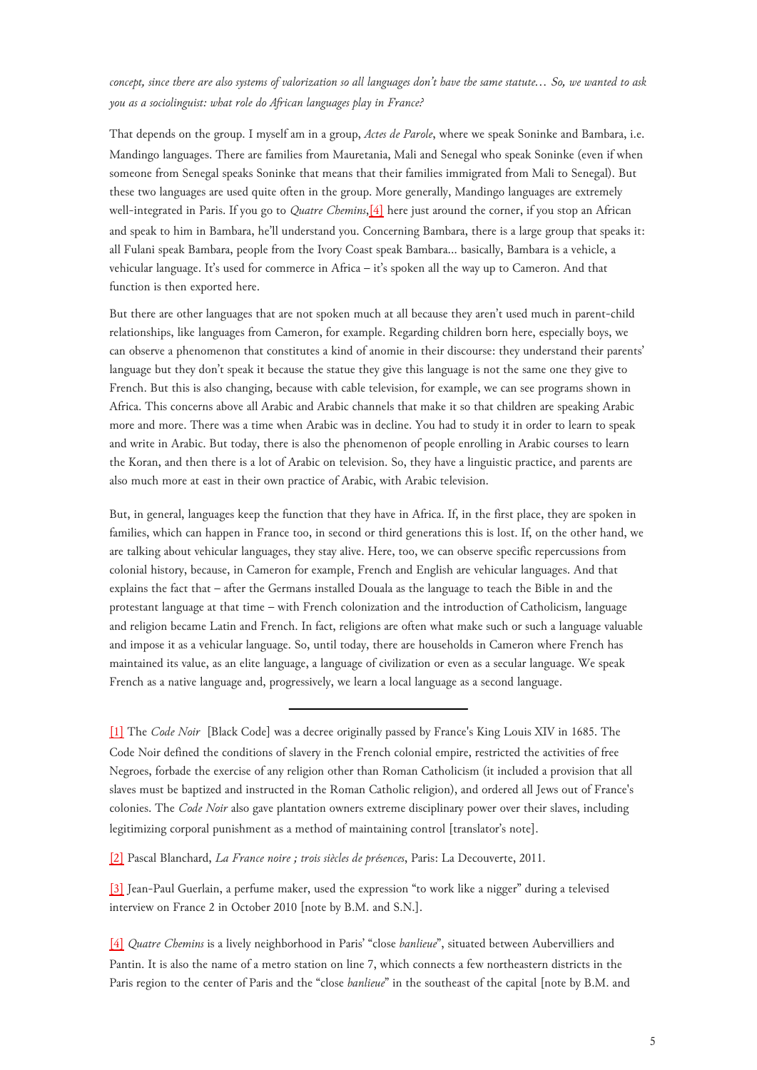*concept, since there are also systems of valorization so all languages don't have the same statute… So, we wanted to ask you as a sociolinguist: what role do African languages play in France?*

That depends on the group. I myself am in a group, *Actes de Parole*, where we speak Soninke and Bambara, i.e. Mandingo languages. There are families from Mauretania, Mali and Senegal who speak Soninke (even if when someone from Senegal speaks Soninke that means that their families immigrated from Mali to Senegal). But these two languages are used quite often in the group. More generally, Mandingo languages are extremely well-integrated in Paris. If you go to *Quatre Chemins*,[4] here just around the corner, if you stop an African and speak to him in Bambara, he'll understand you. Concerning Bambara, there is a large group that speaks it: all Fulani speak Bambara, people from the Ivory Coast speak Bambara... basically, Bambara is a vehicle, a vehicular language. It's used for commerce in Africa – it's spoken all the way up to Cameron. And that function is then exported here.

But there are other languages that are not spoken much at all because they aren't used much in parent-child relationships, like languages from Cameron, for example. Regarding children born here, especially boys, we can observe a phenomenon that constitutes a kind of anomie in their discourse: they understand their parents' language but they don't speak it because the statue they give this language is not the same one they give to French. But this is also changing, because with cable television, for example, we can see programs shown in Africa. This concerns above all Arabic and Arabic channels that make it so that children are speaking Arabic more and more. There was a time when Arabic was in decline. You had to study it in order to learn to speak and write in Arabic. But today, there is also the phenomenon of people enrolling in Arabic courses to learn the Koran, and then there is a lot of Arabic on television. So, they have a linguistic practice, and parents are also much more at east in their own practice of Arabic, with Arabic television.

But, in general, languages keep the function that they have in Africa. If, in the first place, they are spoken in families, which can happen in France too, in second or third generations this is lost. If, on the other hand, we are talking about vehicular languages, they stay alive. Here, too, we can observe specific repercussions from colonial history, because, in Cameron for example, French and English are vehicular languages. And that explains the fact that – after the Germans installed Douala as the language to teach the Bible in and the protestant language at that time – with French colonization and the introduction of Catholicism, language and religion became Latin and French. In fact, religions are often what make such or such a language valuable and impose it as a vehicular language. So, until today, there are households in Cameron where French has maintained its value, as an elite language, a language of civilization or even as a secular language. We speak French as a native language and, progressively, we learn a local language as a second language.

---

[1] The *Code Noir* [Black Code] was a decree originally passed by France's King Louis XIV in 1685. The Code Noir defined the conditions of slavery in the French colonial empire, restricted the activities of free Negroes, forbade the exercise of any religion other than Roman Catholicism (it included a provision that all slaves must be baptized and instructed in the Roman Catholic religion), and ordered all Jews out of France's colonies. The *Code Noir* also gave plantation owners extreme disciplinary power over their slaves, including legitimizing corporal punishment as a method of maintaining control [translator's note].

[2] Pascal Blanchard, *La France noire ; trois siècles de présences*, Paris: La Decouverte, 2011.

[3] Jean-Paul Guerlain, a perfume maker, used the expression "to work like a nigger" during a televised interview on France 2 in October 2010 [note by B.M. and S.N.].

[4] *Quatre Chemins* is a lively neighborhood in Paris' "close *banlieue*", situated between Aubervilliers and Pantin. It is also the name of a metro station on line 7, which connects a few northeastern districts in the Paris region to the center of Paris and the "close *banlieue*" in the southeast of the capital [note by B.M. and